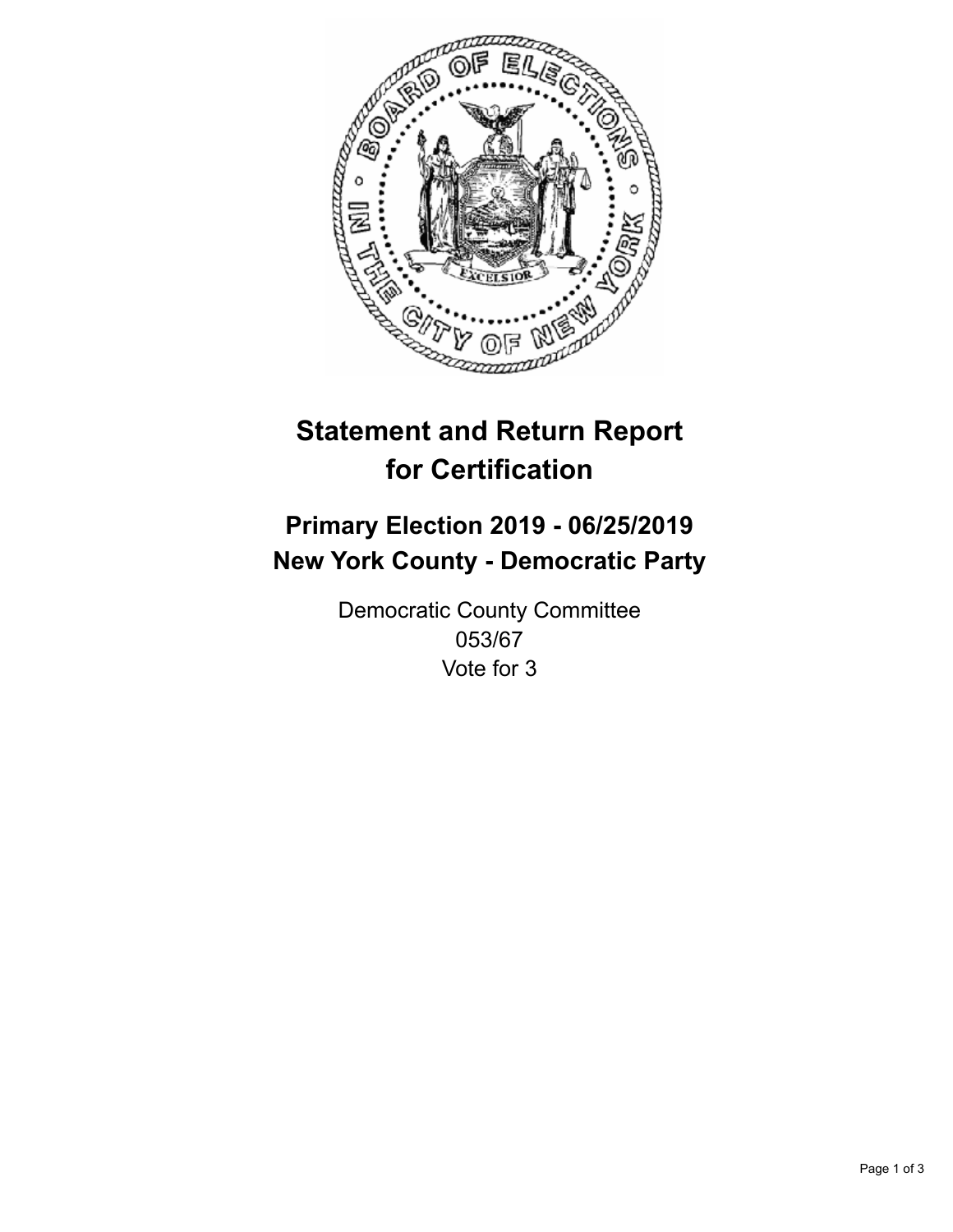# Statement and Return Report for Certification

## Primary Election 2019 - 06/25/2019
## New York County - Democratic Party

Democratic County Committee
053/67
Vote for 3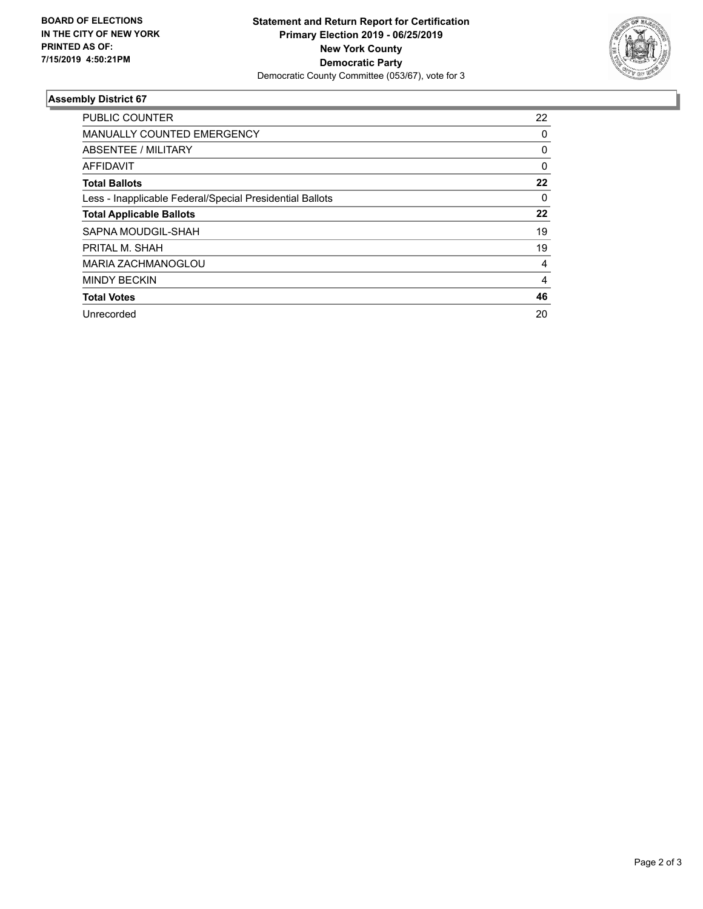**BOARD OF ELECTIONS IN THE CITY OF NEW YORK PRINTED AS OF: 7/15/2019 4:50:21PM**

**Statement and Return Report for Certification**
**Primary Election 2019 - 06/25/2019**
**New York County**
**Democratic Party**
Democratic County Committee (053/67), vote for 3

### Assembly District 67

| | |
|---|---|
| PUBLIC COUNTER | 22 |
| MANUALLY COUNTED EMERGENCY | 0 |
| ABSENTEE / MILITARY | 0 |
| AFFIDAVIT | 0 |
| **Total Ballots** | **22** |
| Less - Inapplicable Federal/Special Presidential Ballots | 0 |
| **Total Applicable Ballots** | **22** |
| SAPNA MOUDGIL-SHAH | 19 |
| PRITAL M. SHAH | 19 |
| MARIA ZACHMANOGLOU | 4 |
| MINDY BECKIN | 4 |
| **Total Votes** | **46** |
| Unrecorded | 20 |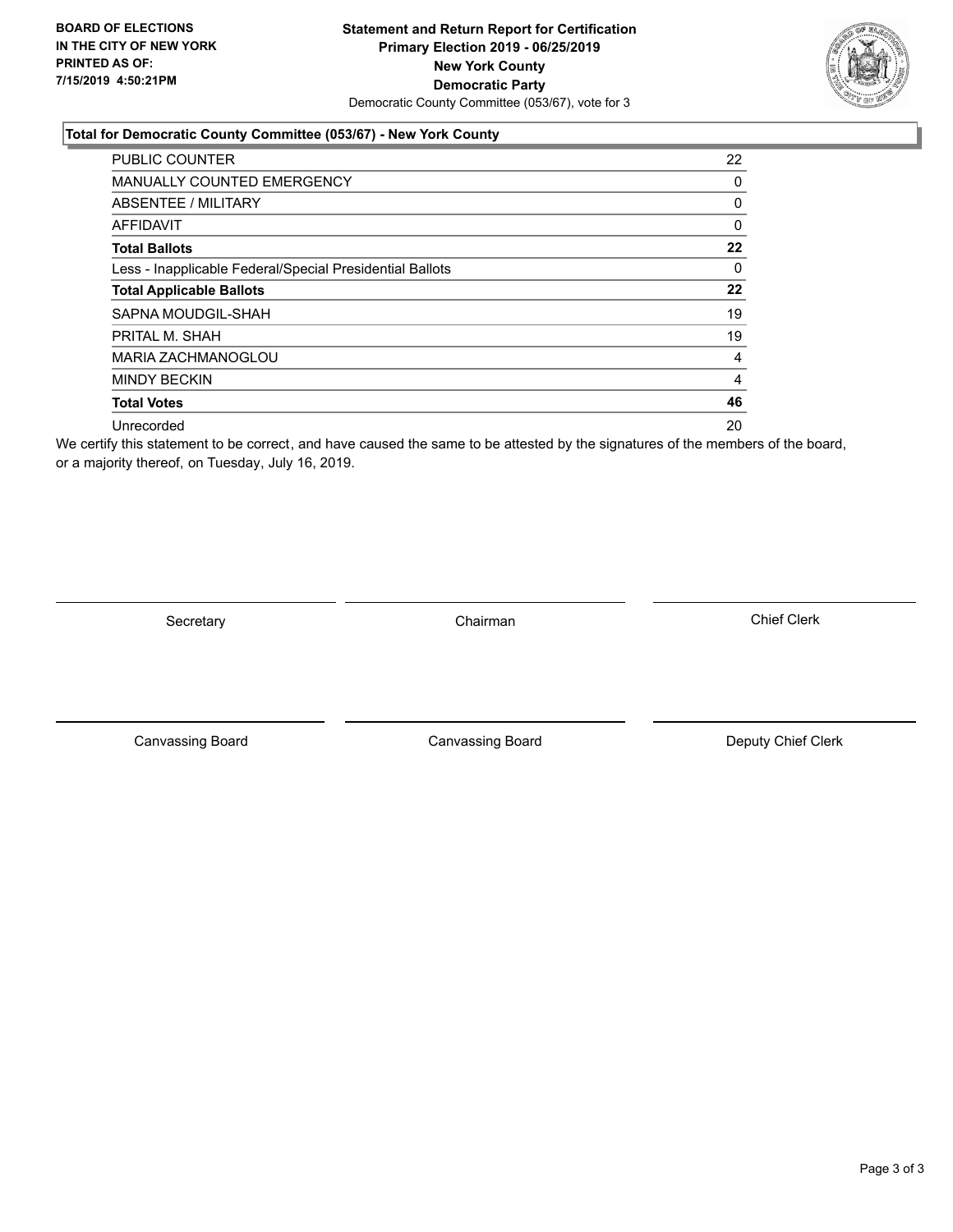**BOARD OF ELECTIONS**
**IN THE CITY OF NEW YORK**
**PRINTED AS OF:**
**7/15/2019 4:50:21PM**

**Statement and Return Report for Certification**
**Primary Election 2019 - 06/25/2019**
**New York County**
**Democratic Party**
Democratic County Committee (053/67), vote for 3

### Total for Democratic County Committee (053/67) - New York County

| | |
|---|---|
| PUBLIC COUNTER | 22 |
| MANUALLY COUNTED EMERGENCY | 0 |
| ABSENTEE / MILITARY | 0 |
| AFFIDAVIT | 0 |
| **Total Ballots** | **22** |
| Less - Inapplicable Federal/Special Presidential Ballots | 0 |
| **Total Applicable Ballots** | **22** |
| SAPNA MOUDGIL-SHAH | 19 |
| PRITAL M. SHAH | 19 |
| MARIA ZACHMANOGLOU | 4 |
| MINDY BECKIN | 4 |
| **Total Votes** | **46** |
| Unrecorded | 20 |

We certify this statement to be correct, and have caused the same to be attested by the signatures of the members of the board, or a majority thereof, on Tuesday, July 16, 2019.

Secretary

Chairman

Chief Clerk

Canvassing Board

Canvassing Board

Deputy Chief Clerk